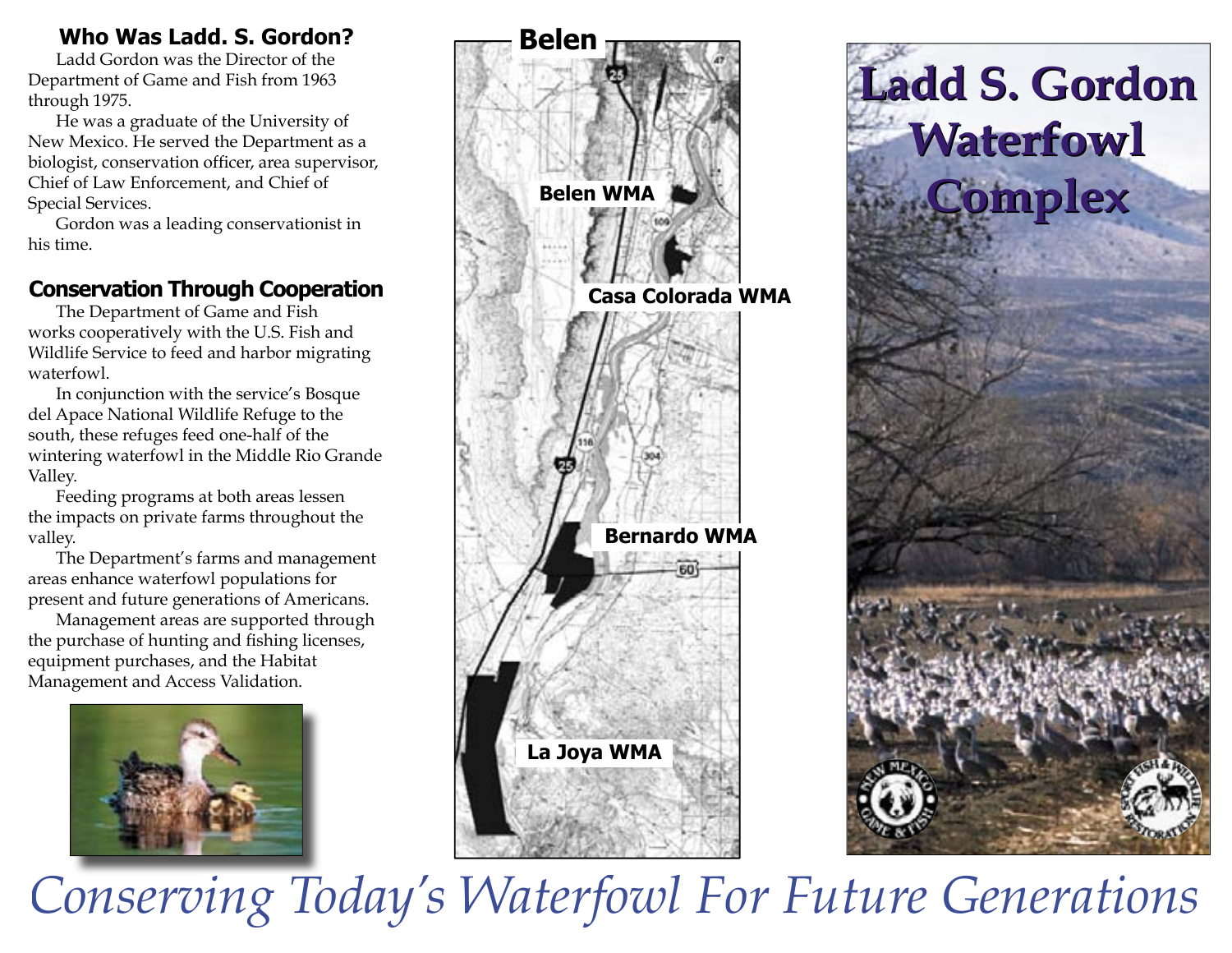## Who Was Ladd. S. Gordon?

Ladd Gordon was the Director of the Department of Game and Fish from 1963 through 1975.

He was a graduate of the University of New Mexico. He served the Department as a biologist, conservation officer, area supervisor, Chief of Law Enforcement, and Chief of Special Services.

Gordon was a leading conservationist in his time.

## Conservation Through Cooperation

The Department of Game and Fish works cooperatively with the U.S. Fish and Wildlife Service to feed and harbor migrating waterfowl.

In conjunction with the service's Bosque del Apace National Wildlife Refuge to the south, these refuges feed one-half of the wintering waterfowl in the Middle Rio Grande Valley.

Feeding programs at both areas lessen the impacts on private farms throughout the valley.

The Department's farms and management areas enhance waterfowl populations for present and future generations of Americans.

Management areas are supported through the purchase of hunting and fishing licenses, equipment purchases, and the Habitat Management and Access Validation.

**Belen**

**Belen WMA**

**Casa Colorada WMA**

**Bernardo WMA**

**La Joya WMA**

# Ladd S. Gordon Waterfowl Complex

*Conserving Today's Waterfowl For Future Generations*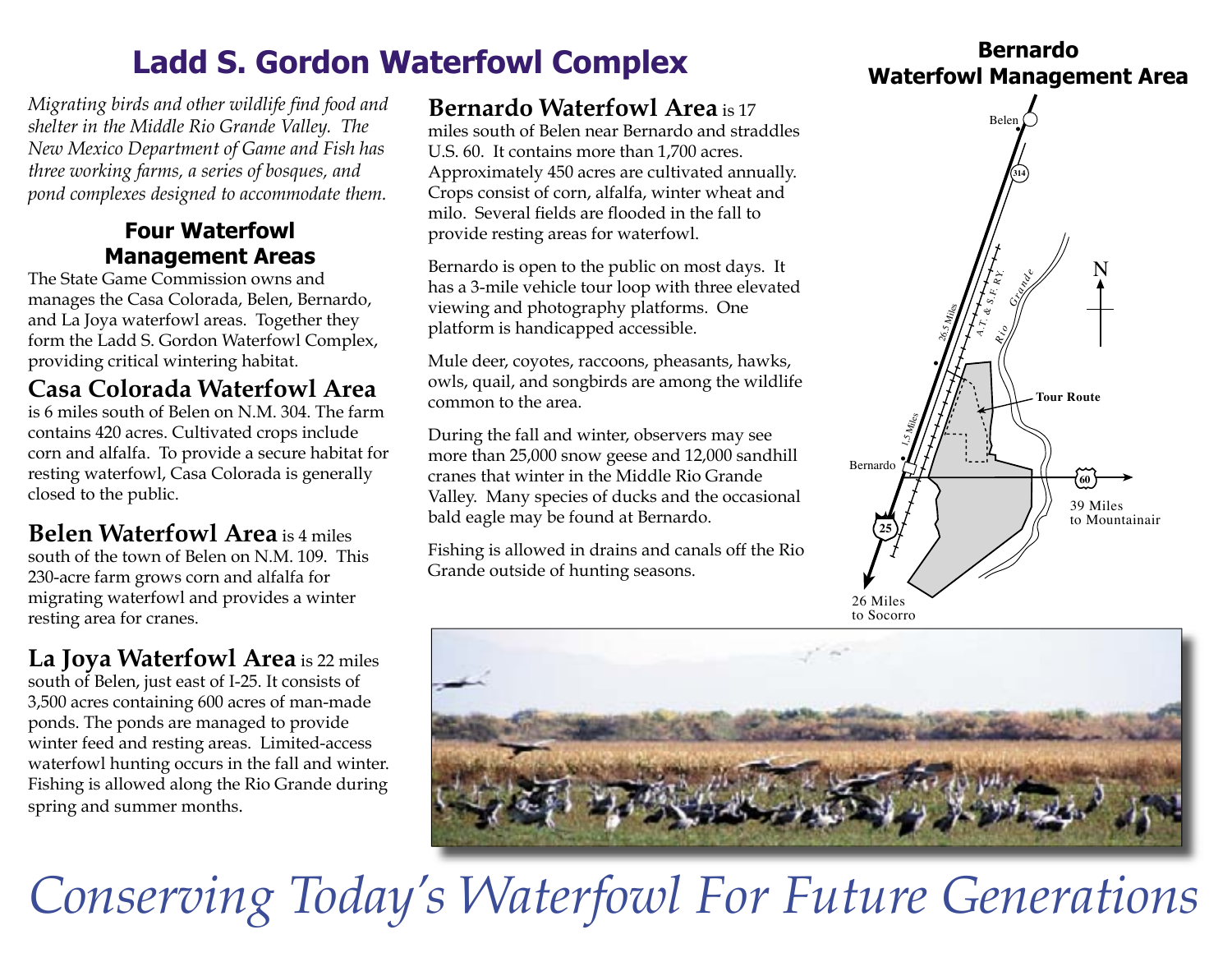# Ladd S. Gordon Waterfowl Complex

*Migrating birds and other wildlife find food and shelter in the Middle Rio Grande Valley. The New Mexico Department of Game and Fish has three working farms, a series of bosques, and pond complexes designed to accommodate them.*

## Four Waterfowl Management Areas

The State Game Commission owns and manages the Casa Colorada, Belen, Bernardo, and La Joya waterfowl areas. Together they form the Ladd S. Gordon Waterfowl Complex, providing critical wintering habitat.

### Casa Colorada Waterfowl Area

is 6 miles south of Belen on N.M. 304. The farm contains 420 acres. Cultivated crops include corn and alfalfa. To provide a secure habitat for resting waterfowl, Casa Colorada is generally closed to the public.

**Belen Waterfowl Area** is 4 miles south of the town of Belen on N.M. 109. This 230-acre farm grows corn and alfalfa for migrating waterfowl and provides a winter resting area for cranes.

**La Joya Waterfowl Area** is 22 miles south of Belen, just east of I-25. It consists of 3,500 acres containing 600 acres of man-made ponds. The ponds are managed to provide winter feed and resting areas. Limited-access waterfowl hunting occurs in the fall and winter. Fishing is allowed along the Rio Grande during spring and summer months.

**Bernardo Waterfowl Area** is 17 miles south of Belen near Bernardo and straddles U.S. 60. It contains more than 1,700 acres. Approximately 450 acres are cultivated annually. Crops consist of corn, alfalfa, winter wheat and milo. Several fields are flooded in the fall to provide resting areas for waterfowl.

Bernardo is open to the public on most days. It has a 3-mile vehicle tour loop with three elevated viewing and photography platforms. One platform is handicapped accessible.

Mule deer, coyotes, raccoons, pheasants, hawks, owls, quail, and songbirds are among the wildlife common to the area.

During the fall and winter, observers may see more than 25,000 snow geese and 12,000 sandhill cranes that winter in the Middle Rio Grande Valley. Many species of ducks and the occasional bald eagle may be found at Bernardo.

Fishing is allowed in drains and canals off the Rio Grande outside of hunting seasons.

## Bernardo Waterfowl Management Area

Belen
314
26.5 Miles
A.T. & S.F. RY.
Rio Grande
N
1.5 Miles
Tour Route
Bernardo
60
39 Miles to Mountainair
25
26 Miles to Socorro

*Conserving Today's Waterfowl For Future Generations*